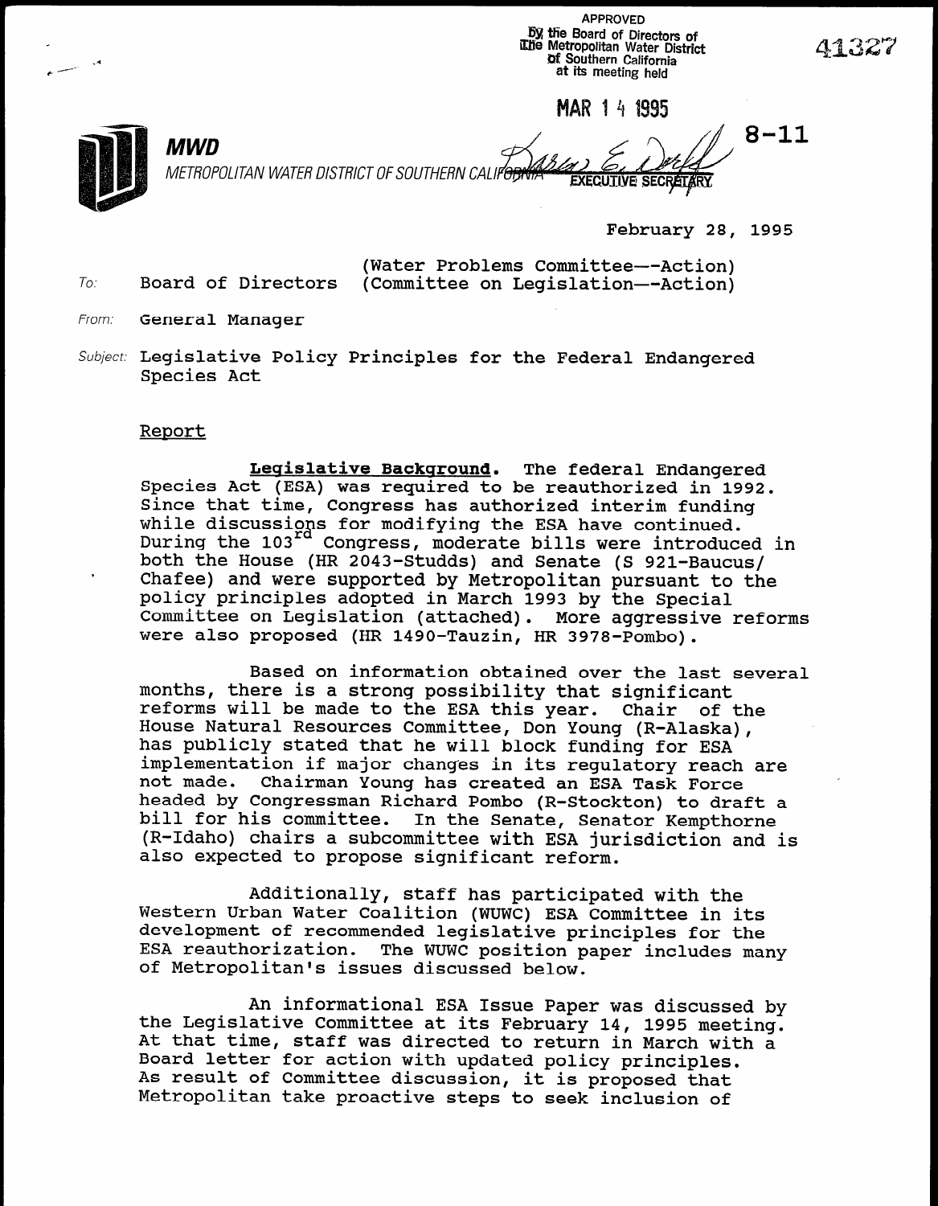APPROVED
by the Board of Directors of
The Metropolitan Water District
of Southern California
at its meeting held

MAR 14 1995

EXECUTIVE SECRETARY

41327

8-11

**MWD**
*METROPOLITAN WATER DISTRICT OF SOUTHERN CALIFORNIA*

February 28, 1995

To: Board of Directors (Water Problems Committee--Action)
(Committee on Legislation--Action)

From: General Manager

Subject: Legislative Policy Principles for the Federal Endangered Species Act

Report

**Legislative Background.** The federal Endangered Species Act (ESA) was required to be reauthorized in 1992. Since that time, Congress has authorized interim funding while discussions for modifying the ESA have continued. During the 103rd Congress, moderate bills were introduced in both the House (HR 2043-Studds) and Senate (S 921-Baucus/Chafee) and were supported by Metropolitan pursuant to the policy principles adopted in March 1993 by the Special Committee on Legislation (attached). More aggressive reforms were also proposed (HR 1490-Tauzin, HR 3978-Pombo).

Based on information obtained over the last several months, there is a strong possibility that significant reforms will be made to the ESA this year. Chair of the House Natural Resources Committee, Don Young (R-Alaska), has publicly stated that he will block funding for ESA implementation if major changes in its regulatory reach are not made. Chairman Young has created an ESA Task Force headed by Congressman Richard Pombo (R-Stockton) to draft a bill for his committee. In the Senate, Senator Kempthorne (R-Idaho) chairs a subcommittee with ESA jurisdiction and is also expected to propose significant reform.

Additionally, staff has participated with the Western Urban Water Coalition (WUWC) ESA Committee in its development of recommended legislative principles for the ESA reauthorization. The WUWC position paper includes many of Metropolitan's issues discussed below.

An informational ESA Issue Paper was discussed by the Legislative Committee at its February 14, 1995 meeting. At that time, staff was directed to return in March with a Board letter for action with updated policy principles. As result of Committee discussion, it is proposed that Metropolitan take proactive steps to seek inclusion of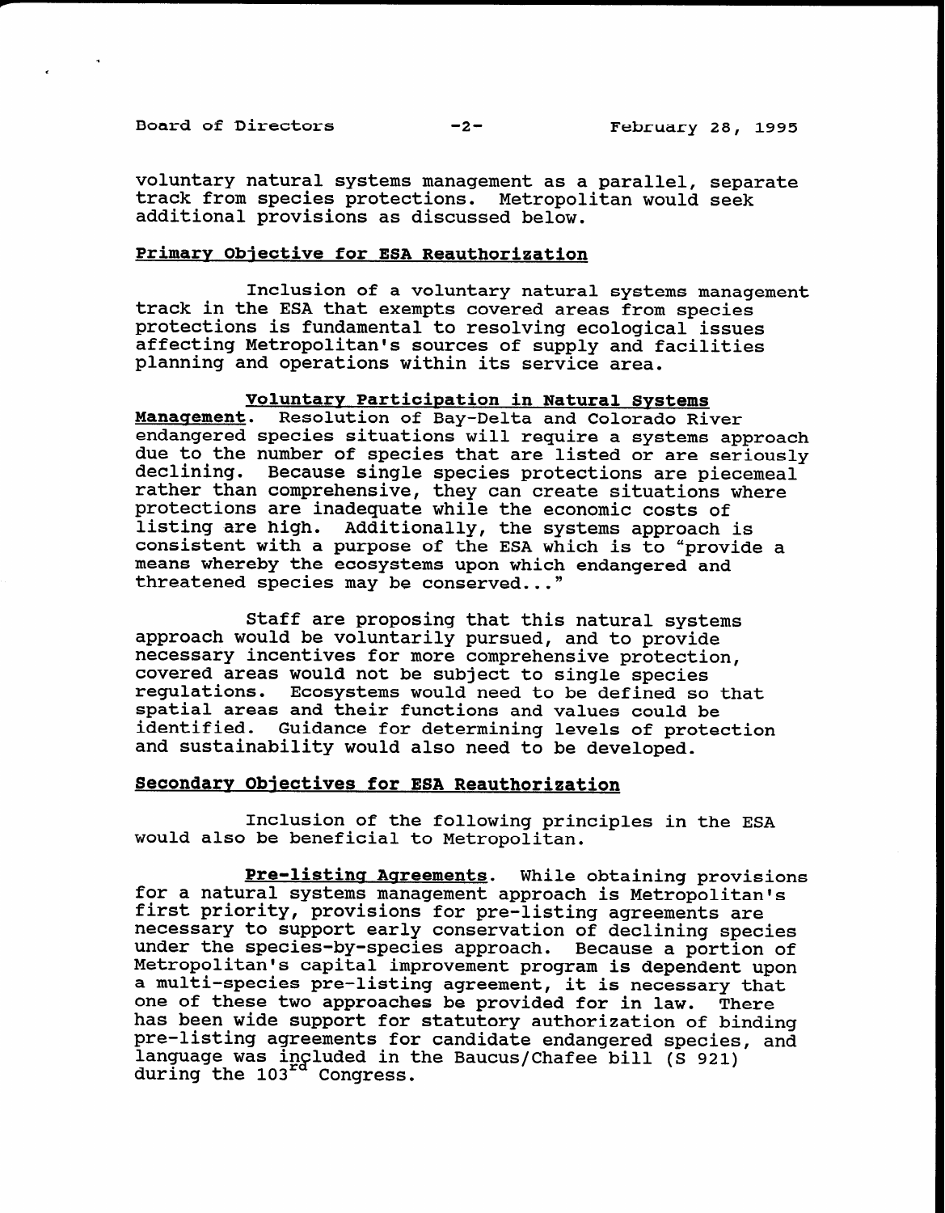voluntary natural systems management as a parallel, separate track from species protections. Metropolitan would seek additional provisions as discussed below.

## Primary Objective for ESA Reauthorization

Inclusion of a voluntary natural systems management track in the ESA that exempts covered areas from species protections is fundamental to resolving ecological issues affecting Metropolitan's sources of supply and facilities planning and operations within its service area.

**Voluntary Participation in Natural Systems Management**. Resolution of Bay-Delta and Colorado River endangered species situations will require a systems approach due to the number of species that are listed or are seriously declining. Because single species protections are piecemeal rather than comprehensive, they can create situations where protections are inadequate while the economic costs of listing are high. Additionally, the systems approach is consistent with a purpose of the ESA which is to "provide a means whereby the ecosystems upon which endangered and threatened species may be conserved..."

Staff are proposing that this natural systems approach would be voluntarily pursued, and to provide necessary incentives for more comprehensive protection, covered areas would not be subject to single species regulations. Ecosystems would need to be defined so that spatial areas and their functions and values could be identified. Guidance for determining levels of protection and sustainability would also need to be developed.

## Secondary Objectives for ESA Reauthorization

Inclusion of the following principles in the ESA would also be beneficial to Metropolitan.

**Pre-listing Agreements**. While obtaining provisions for a natural systems management approach is Metropolitan's first priority, provisions for pre-listing agreements are necessary to support early conservation of declining species under the species-by-species approach. Because a portion of Metropolitan's capital improvement program is dependent upon a multi-species pre-listing agreement, it is necessary that one of these two approaches be provided for in law. There has been wide support for statutory authorization of binding pre-listing agreements for candidate endangered species, and language was included in the Baucus/Chafee bill (S 921) during the 103rd Congress.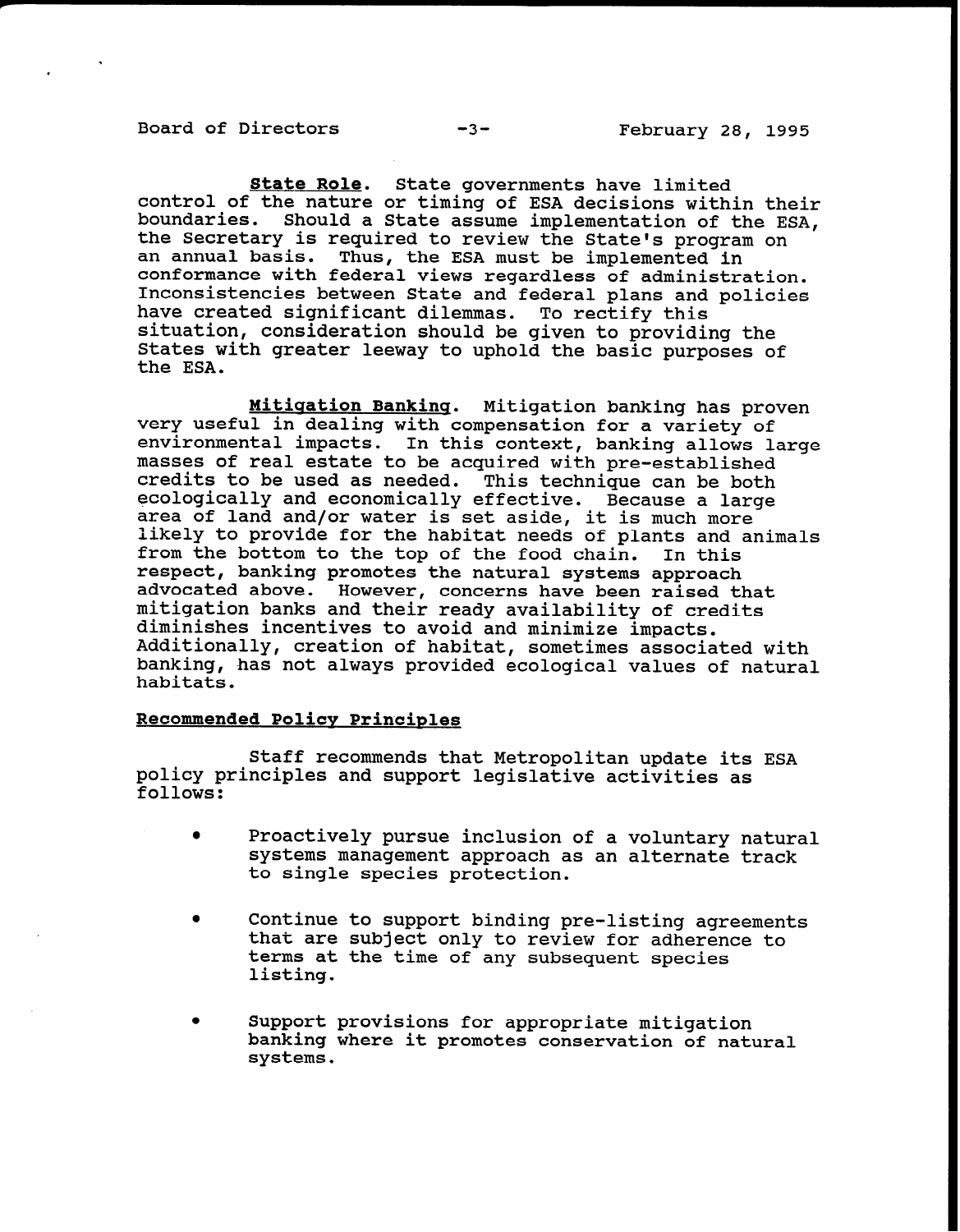**State Role**. State governments have limited control of the nature or timing of ESA decisions within their boundaries. Should a State assume implementation of the ESA, the Secretary is required to review the State's program on an annual basis. Thus, the ESA must be implemented in conformance with federal views regardless of administration. Inconsistencies between State and federal plans and policies have created significant dilemmas. To rectify this situation, consideration should be given to providing the States with greater leeway to uphold the basic purposes of the ESA.

**Mitigation Banking**. Mitigation banking has proven very useful in dealing with compensation for a variety of environmental impacts. In this context, banking allows large masses of real estate to be acquired with pre-established credits to be used as needed. This technique can be both ecologically and economically effective. Because a large area of land and/or water is set aside, it is much more likely to provide for the habitat needs of plants and animals from the bottom to the top of the food chain. In this respect, banking promotes the natural systems approach advocated above. However, concerns have been raised that mitigation banks and their ready availability of credits diminishes incentives to avoid and minimize impacts. Additionally, creation of habitat, sometimes associated with banking, has not always provided ecological values of natural habitats.

## Recommended Policy Principles

Staff recommends that Metropolitan update its ESA policy principles and support legislative activities as follows:

- Proactively pursue inclusion of a voluntary natural systems management approach as an alternate track to single species protection.
- Continue to support binding pre-listing agreements that are subject only to review for adherence to terms at the time of any subsequent species listing.
- Support provisions for appropriate mitigation banking where it promotes conservation of natural systems.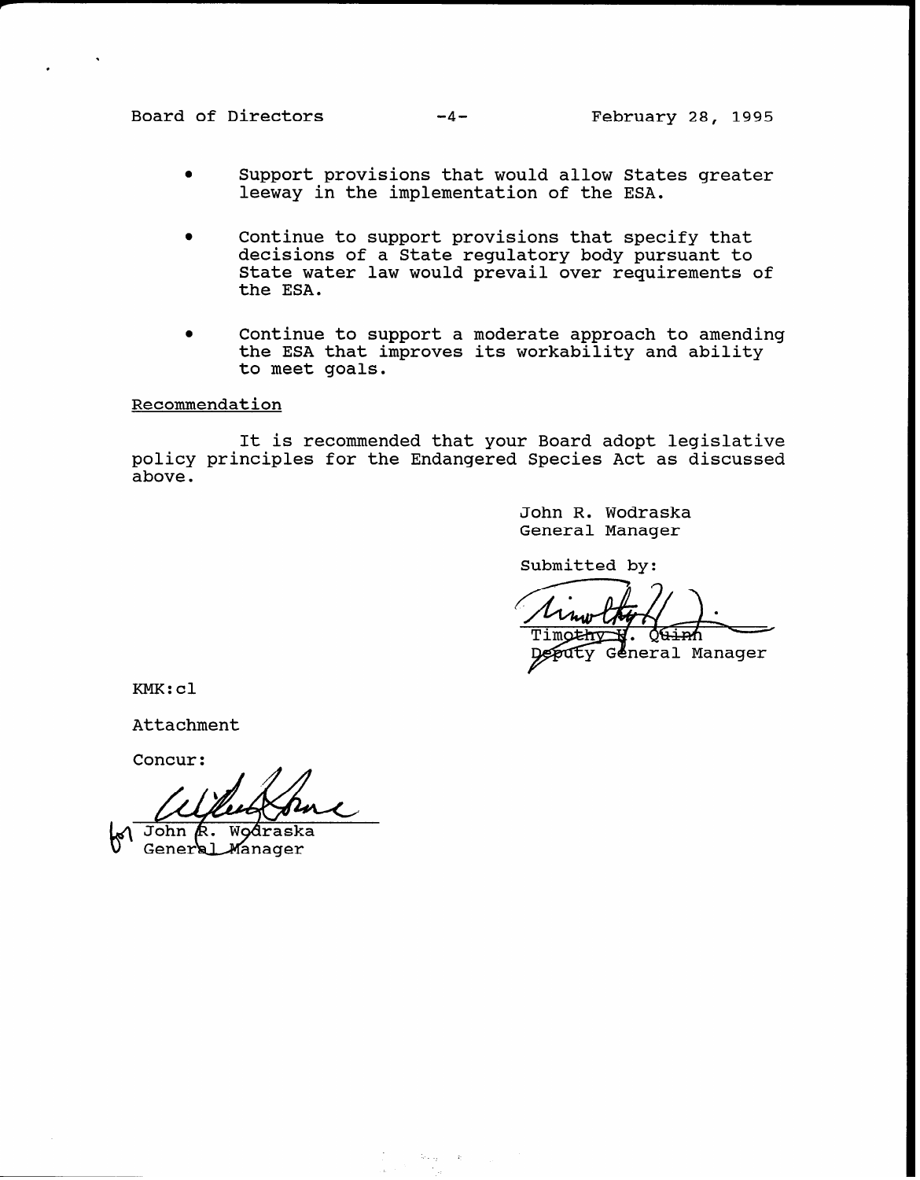- Support provisions that would allow States greater leeway in the implementation of the ESA.

- Continue to support provisions that specify that decisions of a State regulatory body pursuant to State water law would prevail over requirements of the ESA.

- Continue to support a moderate approach to amending the ESA that improves its workability and ability to meet goals.

Recommendation

It is recommended that your Board adopt legislative policy principles for the Endangered Species Act as discussed above.

John R. Wodraska
General Manager

Submitted by:

Timothy H. Quinn
Deputy General Manager

KMK:cl

Attachment

Concur:

for John R. Wodraska
General Manager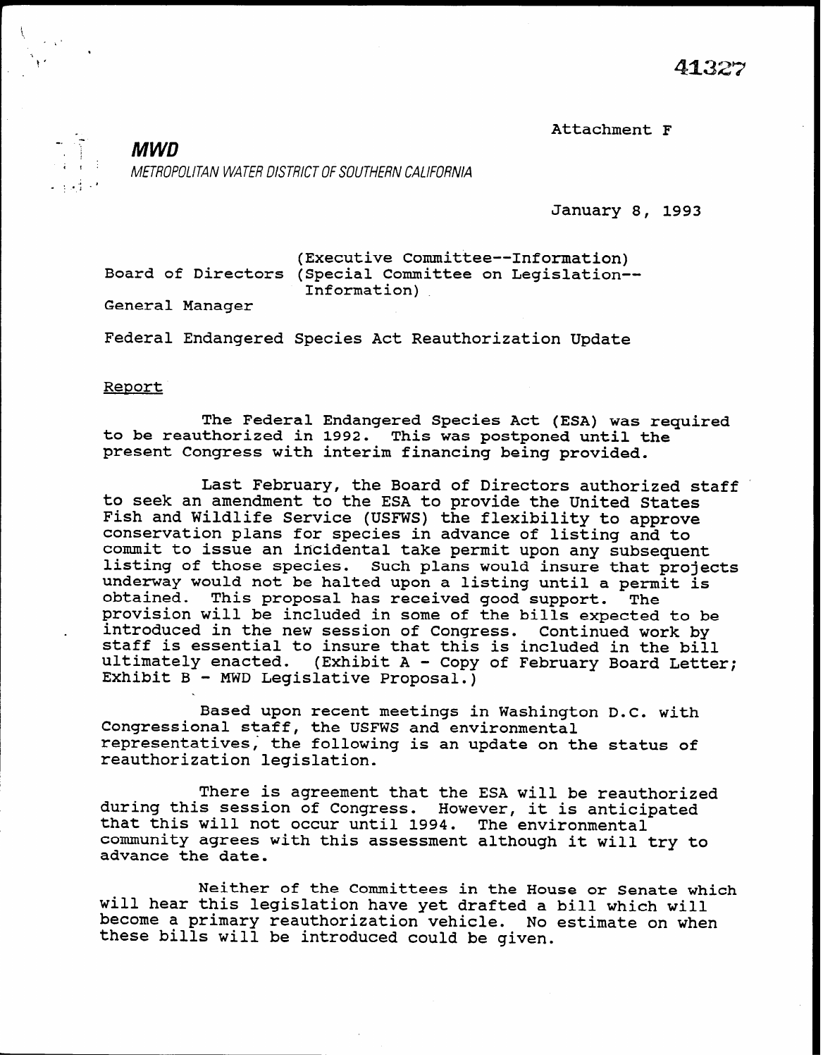41327

Attachment F

***MWD***
*METROPOLITAN WATER DISTRICT OF SOUTHERN CALIFORNIA*

January 8, 1993

Board of Directors (Executive Committee--Information)
(Special Committee on Legislation--Information)

General Manager

Federal Endangered Species Act Reauthorization Update

Report

The Federal Endangered Species Act (ESA) was required to be reauthorized in 1992. This was postponed until the present Congress with interim financing being provided.

Last February, the Board of Directors authorized staff to seek an amendment to the ESA to provide the United States Fish and Wildlife Service (USFWS) the flexibility to approve conservation plans for species in advance of listing and to commit to issue an incidental take permit upon any subsequent listing of those species. Such plans would insure that projects underway would not be halted upon a listing until a permit is obtained. This proposal has received good support. The provision will be included in some of the bills expected to be introduced in the new session of Congress. Continued work by staff is essential to insure that this is included in the bill ultimately enacted. (Exhibit A - Copy of February Board Letter; Exhibit B - MWD Legislative Proposal.)

Based upon recent meetings in Washington D.C. with Congressional staff, the USFWS and environmental representatives, the following is an update on the status of reauthorization legislation.

There is agreement that the ESA will be reauthorized during this session of Congress. However, it is anticipated that this will not occur until 1994. The environmental community agrees with this assessment although it will try to advance the date.

Neither of the Committees in the House or Senate which will hear this legislation have yet drafted a bill which will become a primary reauthorization vehicle. No estimate on when these bills will be introduced could be given.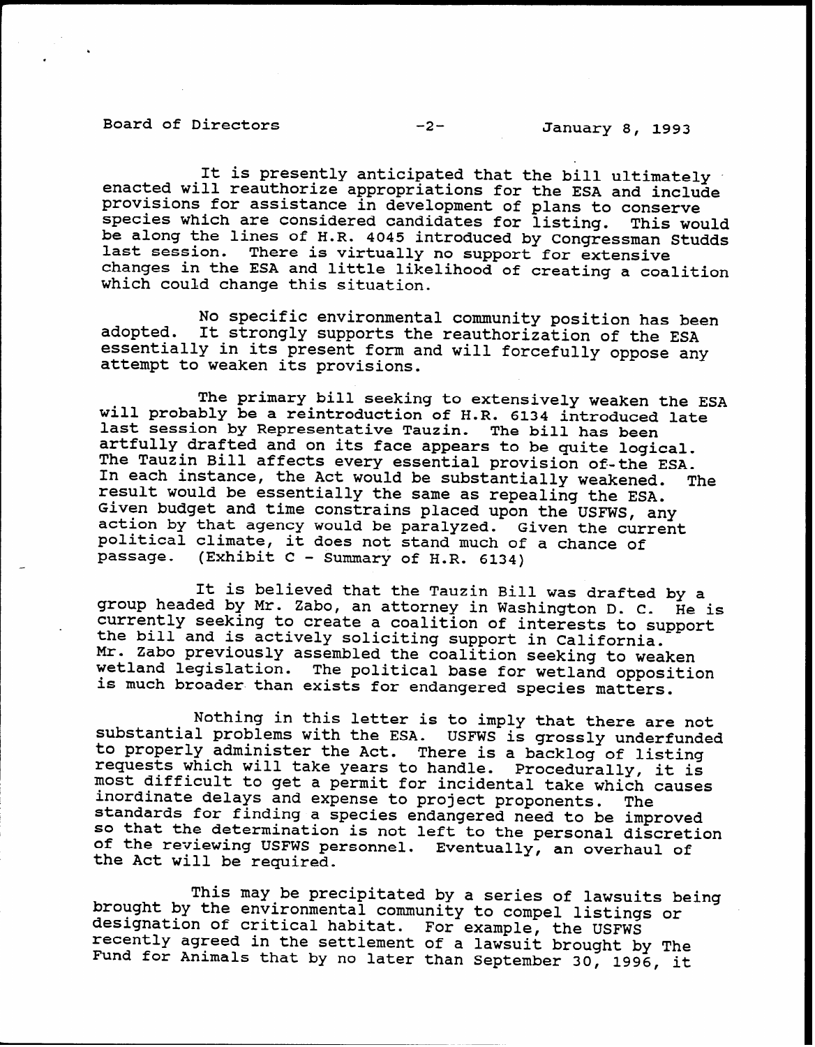It is presently anticipated that the bill ultimately enacted will reauthorize appropriations for the ESA and include provisions for assistance in development of plans to conserve species which are considered candidates for listing. This would be along the lines of H.R. 4045 introduced by Congressman Studds last session. There is virtually no support for extensive changes in the ESA and little likelihood of creating a coalition which could change this situation.

No specific environmental community position has been adopted. It strongly supports the reauthorization of the ESA essentially in its present form and will forcefully oppose any attempt to weaken its provisions.

The primary bill seeking to extensively weaken the ESA will probably be a reintroduction of H.R. 6134 introduced late last session by Representative Tauzin. The bill has been artfully drafted and on its face appears to be quite logical. The Tauzin Bill affects every essential provision of the ESA. In each instance, the Act would be substantially weakened. The result would be essentially the same as repealing the ESA. Given budget and time constrains placed upon the USFWS, any action by that agency would be paralyzed. Given the current political climate, it does not stand much of a chance of passage. (Exhibit C - Summary of H.R. 6134)

It is believed that the Tauzin Bill was drafted by a group headed by Mr. Zabo, an attorney in Washington D. C. He is currently seeking to create a coalition of interests to support the bill and is actively soliciting support in California. Mr. Zabo previously assembled the coalition seeking to weaken wetland legislation. The political base for wetland opposition is much broader than exists for endangered species matters.

Nothing in this letter is to imply that there are not substantial problems with the ESA. USFWS is grossly underfunded to properly administer the Act. There is a backlog of listing requests which will take years to handle. Procedurally, it is most difficult to get a permit for incidental take which causes inordinate delays and expense to project proponents. The standards for finding a species endangered need to be improved so that the determination is not left to the personal discretion of the reviewing USFWS personnel. Eventually, an overhaul of the Act will be required.

This may be precipitated by a series of lawsuits being brought by the environmental community to compel listings or designation of critical habitat. For example, the USFWS recently agreed in the settlement of a lawsuit brought by The Fund for Animals that by no later than September 30, 1996, it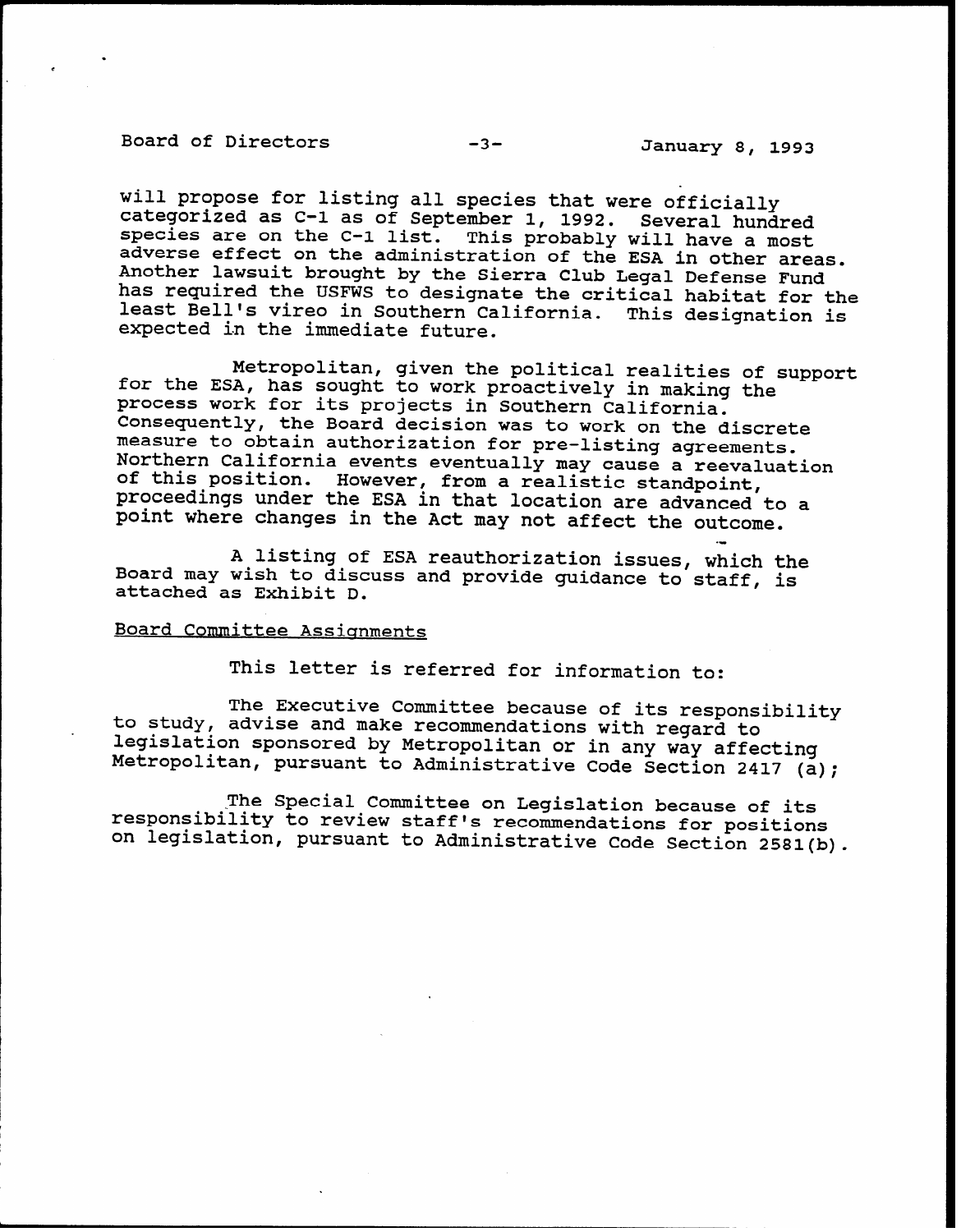will propose for listing all species that were officially categorized as C-1 as of September 1, 1992. Several hundred species are on the C-1 list. This probably will have a most adverse effect on the administration of the ESA in other areas. Another lawsuit brought by the Sierra Club Legal Defense Fund has required the USFWS to designate the critical habitat for the least Bell's vireo in Southern California. This designation is expected in the immediate future.

Metropolitan, given the political realities of support for the ESA, has sought to work proactively in making the process work for its projects in Southern California. Consequently, the Board decision was to work on the discrete measure to obtain authorization for pre-listing agreements. Northern California events eventually may cause a reevaluation of this position. However, from a realistic standpoint, proceedings under the ESA in that location are advanced to a point where changes in the Act may not affect the outcome.

A listing of ESA reauthorization issues, which the Board may wish to discuss and provide guidance to staff, is attached as Exhibit D.

<u>Board Committee Assignments</u>

This letter is referred for information to:

The Executive Committee because of its responsibility to study, advise and make recommendations with regard to legislation sponsored by Metropolitan or in any way affecting Metropolitan, pursuant to Administrative Code Section 2417 (a);

The Special Committee on Legislation because of its responsibility to review staff's recommendations for positions on legislation, pursuant to Administrative Code Section 2581(b).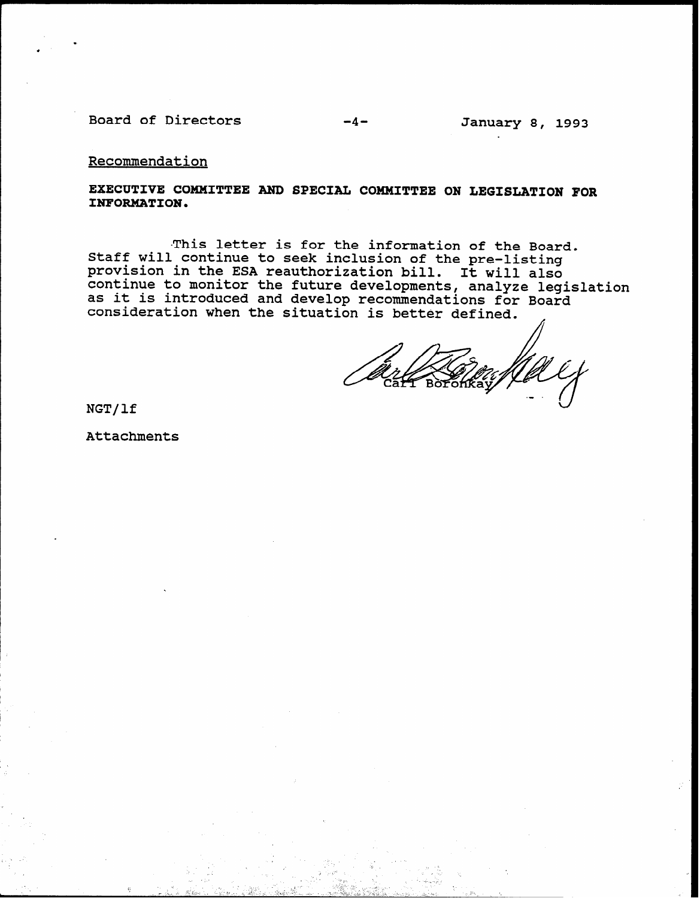## Recommendation

**EXECUTIVE COMMITTEE AND SPECIAL COMMITTEE ON LEGISLATION FOR INFORMATION.**

This letter is for the information of the Board. Staff will continue to seek inclusion of the pre-listing provision in the ESA reauthorization bill. It will also continue to monitor the future developments, analyze legislation as it is introduced and develop recommendations for Board consideration when the situation is better defined.

Carl Boronkay

NGT/lf

Attachments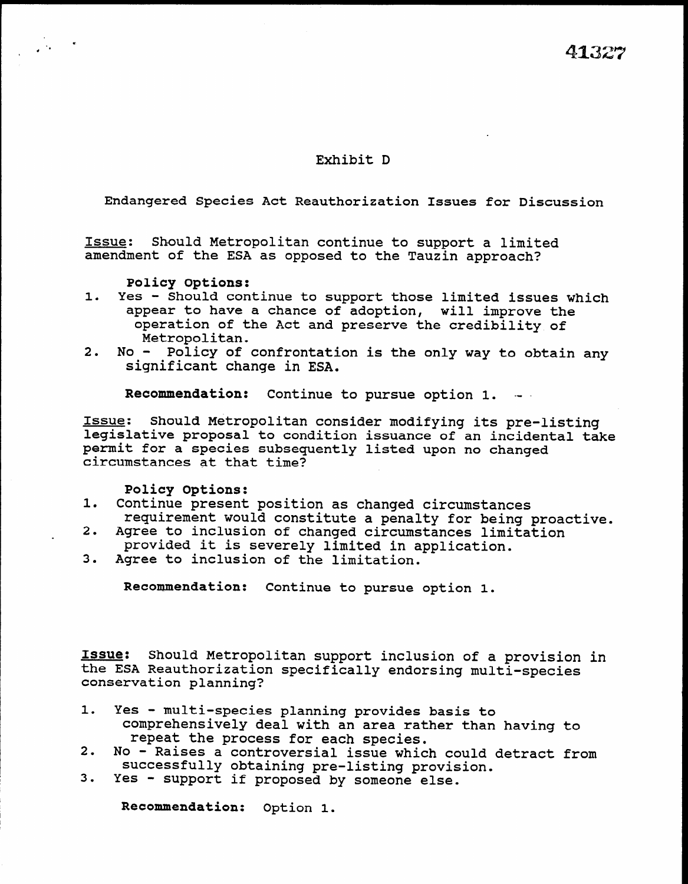41327

# Exhibit D

## Endangered Species Act Reauthorization Issues for Discussion

<u>Issue</u>: Should Metropolitan continue to support a limited amendment of the ESA as opposed to the Tauzin approach?

**Policy Options:**

1. Yes - Should continue to support those limited issues which appear to have a chance of adoption, will improve the operation of the Act and preserve the credibility of Metropolitan.
2. No - Policy of confrontation is the only way to obtain any significant change in ESA.

**Recommendation:** Continue to pursue option 1.

<u>Issue</u>: Should Metropolitan consider modifying its pre-listing legislative proposal to condition issuance of an incidental take permit for a species subsequently listed upon no changed circumstances at that time?

**Policy Options:**

1. Continue present position as changed circumstances requirement would constitute a penalty for being proactive.
2. Agree to inclusion of changed circumstances limitation provided it is severely limited in application.
3. Agree to inclusion of the limitation.

**Recommendation:** Continue to pursue option 1.

**<u>Issue</u>:** Should Metropolitan support inclusion of a provision in the ESA Reauthorization specifically endorsing multi-species conservation planning?

1. Yes - multi-species planning provides basis to comprehensively deal with an area rather than having to repeat the process for each species.
2. No - Raises a controversial issue which could detract from successfully obtaining pre-listing provision.
3. Yes - support if proposed by someone else.

**Recommendation:** Option 1.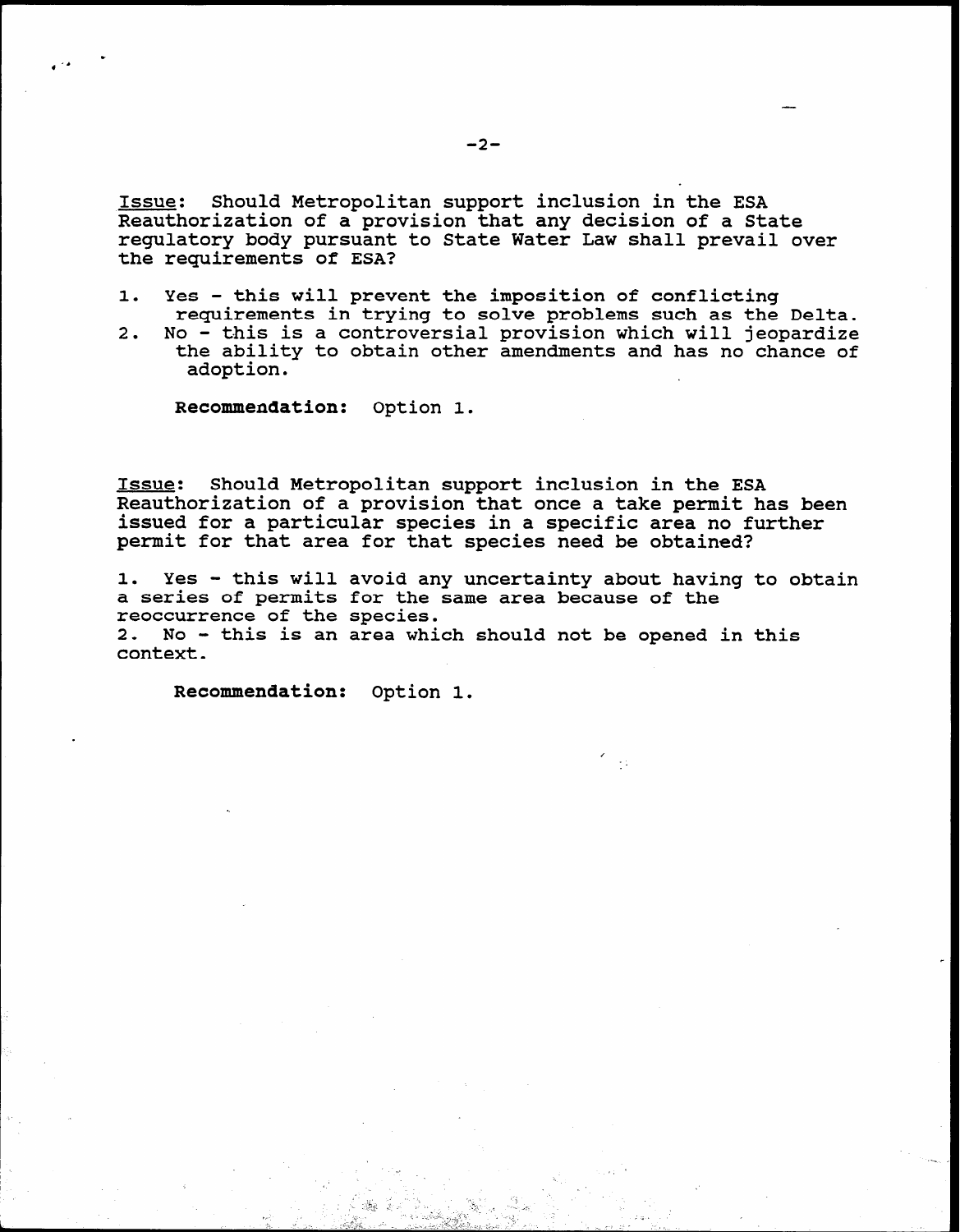Issue: Should Metropolitan support inclusion in the ESA Reauthorization of a provision that any decision of a State regulatory body pursuant to State Water Law shall prevail over the requirements of ESA?

1. Yes - this will prevent the imposition of conflicting requirements in trying to solve problems such as the Delta.
2. No - this is a controversial provision which will jeopardize the ability to obtain other amendments and has no chance of adoption.

**Recommendation:** Option 1.

Issue: Should Metropolitan support inclusion in the ESA Reauthorization of a provision that once a take permit has been issued for a particular species in a specific area no further permit for that area for that species need be obtained?

1. Yes - this will avoid any uncertainty about having to obtain a series of permits for the same area because of the reoccurrence of the species.
2. No - this is an area which should not be opened in this context.

**Recommendation:** Option 1.